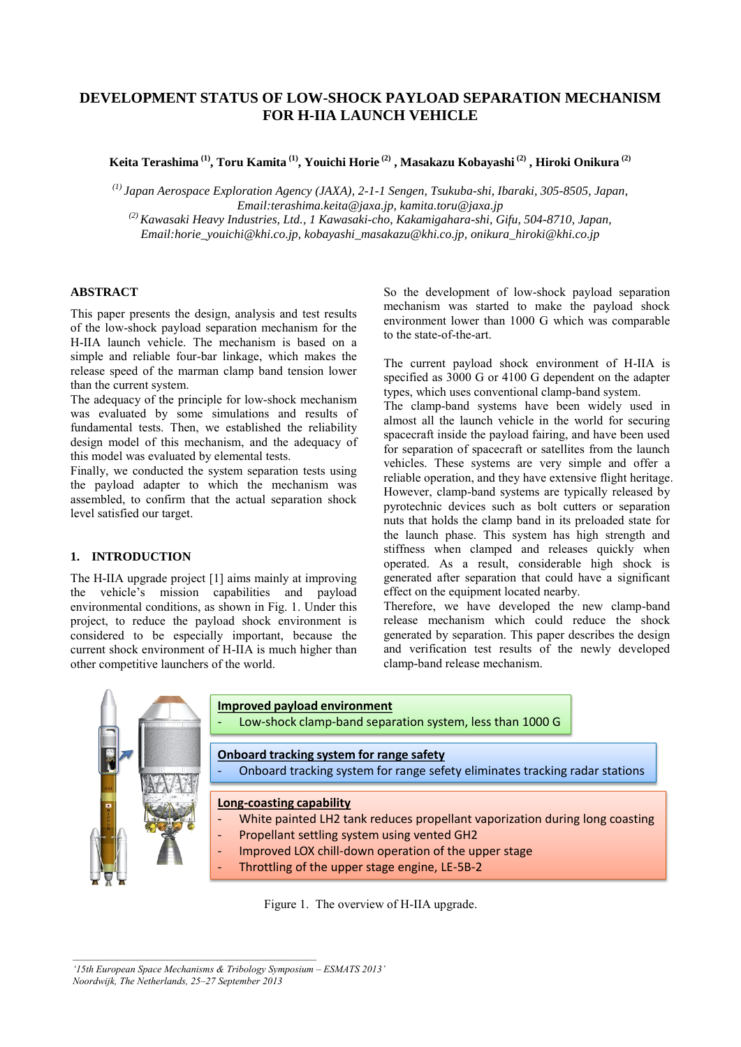# DEVELOPMENT STATUS OF LOW-SHOCK PAYLOAD SEPARATION MECHANISM FOR H-IIA LAUNCH VEHICLE

**Keita Terashima [(1)], Toru Kamita [(1)], Youichi Horie [(2)] , Masakazu Kobayashi [(2)] , Hiroki Onikura [(2)]**

*[(1)] Japan Aerospace Exploration Agency (JAXA), 2-1-1 Sengen, Tsukuba-shi, Ibaraki, 305-8505, Japan, Email:terashima.keita@jaxa.jp, kamita.toru@jaxa.jp*
*[(2)] Kawasaki Heavy Industries, Ltd., 1 Kawasaki-cho, Kakamigahara-shi, Gifu, 504-8710, Japan, Email:horie_youichi@khi.co.jp, kobayashi_masakazu@khi.co.jp, onikura_hiroki@khi.co.jp*

## ABSTRACT

This paper presents the design, analysis and test results of the low-shock payload separation mechanism for the H-IIA launch vehicle. The mechanism is based on a simple and reliable four-bar linkage, which makes the release speed of the marman clamp band tension lower than the current system.

The adequacy of the principle for low-shock mechanism was evaluated by some simulations and results of fundamental tests. Then, we established the reliability design model of this mechanism, and the adequacy of this model was evaluated by elemental tests.

Finally, we conducted the system separation tests using the payload adapter to which the mechanism was assembled, to confirm that the actual separation shock level satisfied our target.

## 1. INTRODUCTION

The H-IIA upgrade project [1] aims mainly at improving the vehicle's mission capabilities and payload environmental conditions, as shown in Fig. 1. Under this project, to reduce the payload shock environment is considered to be especially important, because the current shock environment of H-IIA is much higher than other competitive launchers of the world.

So the development of low-shock payload separation mechanism was started to make the payload shock environment lower than 1000 G which was comparable to the state-of-the-art.

The current payload shock environment of H-IIA is specified as 3000 G or 4100 G dependent on the adapter types, which uses conventional clamp-band system.

The clamp-band systems have been widely used in almost all the launch vehicle in the world for securing spacecraft inside the payload fairing, and have been used for separation of spacecraft or satellites from the launch vehicles. These systems are very simple and offer a reliable operation, and they have extensive flight heritage. However, clamp-band systems are typically released by pyrotechnic devices such as bolt cutters or separation nuts that holds the clamp band in its preloaded state for the launch phase. This system has high strength and stiffness when clamped and releases quickly when operated. As a result, considerable high shock is generated after separation that could have a significant effect on the equipment located nearby.

Therefore, we have developed the new clamp-band release mechanism which could reduce the shock generated by separation. This paper describes the design and verification test results of the newly developed clamp-band release mechanism.

**Improved payload environment**
- Low-shock clamp-band separation system, less than 1000 G

**Onboard tracking system for range safety**
- Onboard tracking system for range sefety eliminates tracking radar stations

**Long-coasting capability**
- White painted LH2 tank reduces propellant vaporization during long coasting
- Propellant settling system using vented GH2
- Improved LOX chill-down operation of the upper stage
- Throttling of the upper stage engine, LE-5B-2

Figure 1. The overview of H-IIA upgrade.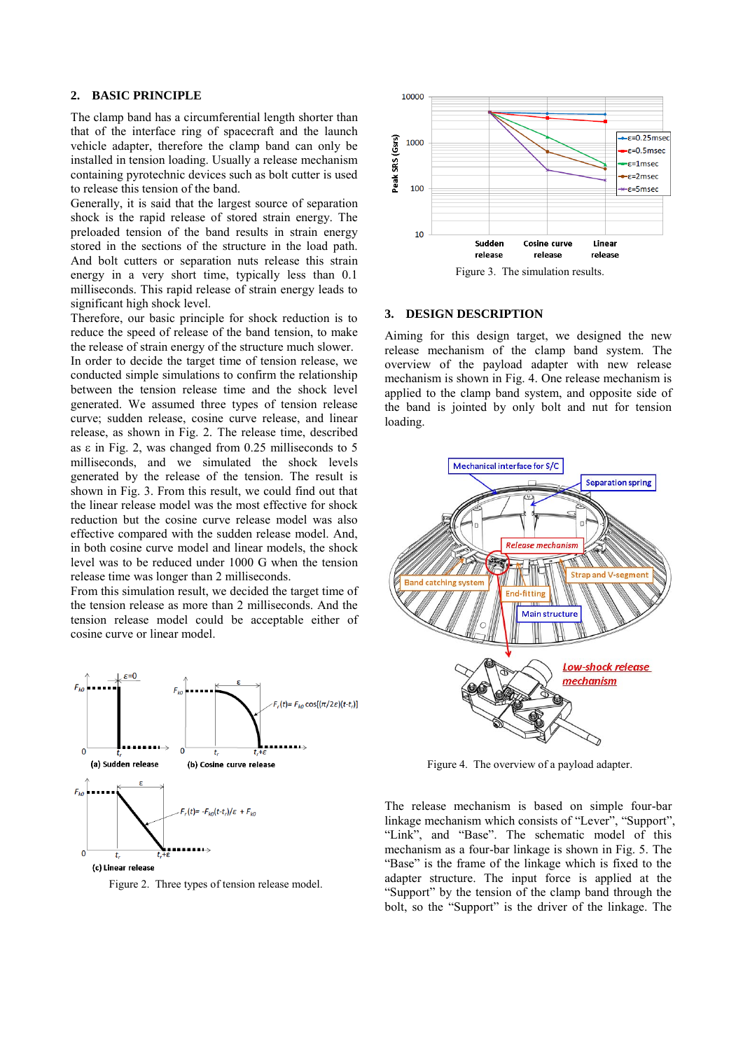## 2. BASIC PRINCIPLE

The clamp band has a circumferential length shorter than that of the interface ring of spacecraft and the launch vehicle adapter, therefore the clamp band can only be installed in tension loading. Usually a release mechanism containing pyrotechnic devices such as bolt cutter is used to release this tension of the band.

Generally, it is said that the largest source of separation shock is the rapid release of stored strain energy. The preloaded tension of the band results in strain energy stored in the sections of the structure in the load path. And bolt cutters or separation nuts release this strain energy in a very short time, typically less than 0.1 milliseconds. This rapid release of strain energy leads to significant high shock level.

Therefore, our basic principle for shock reduction is to reduce the speed of release of the band tension, to make the release of strain energy of the structure much slower.

In order to decide the target time of tension release, we conducted simple simulations to confirm the relationship between the tension release time and the shock level generated. We assumed three types of tension release curve; sudden release, cosine curve release, and linear release, as shown in Fig. 2. The release time, described as ε in Fig. 2, was changed from 0.25 milliseconds to 5 milliseconds, and we simulated the shock levels generated by the release of the tension. The result is shown in Fig. 3. From this result, we could find out that the linear release model was the most effective for shock reduction but the cosine curve release model was also effective compared with the sudden release model. And, in both cosine curve model and linear models, the shock level was to be reduced under 1000 G when the tension release time was longer than 2 milliseconds.

From this simulation result, we decided the target time of the tension release as more than 2 milliseconds. And the tension release model could be acceptable either of cosine curve or linear model.

Figure 2. Three types of tension release model.

Figure 3. The simulation results.

## 3. DESIGN DESCRIPTION

Aiming for this design target, we designed the new release mechanism of the clamp band system. The overview of the payload adapter with new release mechanism is shown in Fig. 4. One release mechanism is applied to the clamp band system, and opposite side of the band is jointed by only bolt and nut for tension loading.

Figure 4. The overview of a payload adapter.

The release mechanism is based on simple four-bar linkage mechanism which consists of “Lever”, “Support”, “Link”, and “Base”. The schematic model of this mechanism as a four-bar linkage is shown in Fig. 5. The “Base” is the frame of the linkage which is fixed to the adapter structure. The input force is applied at the “Support” by the tension of the clamp band through the bolt, so the “Support” is the driver of the linkage. The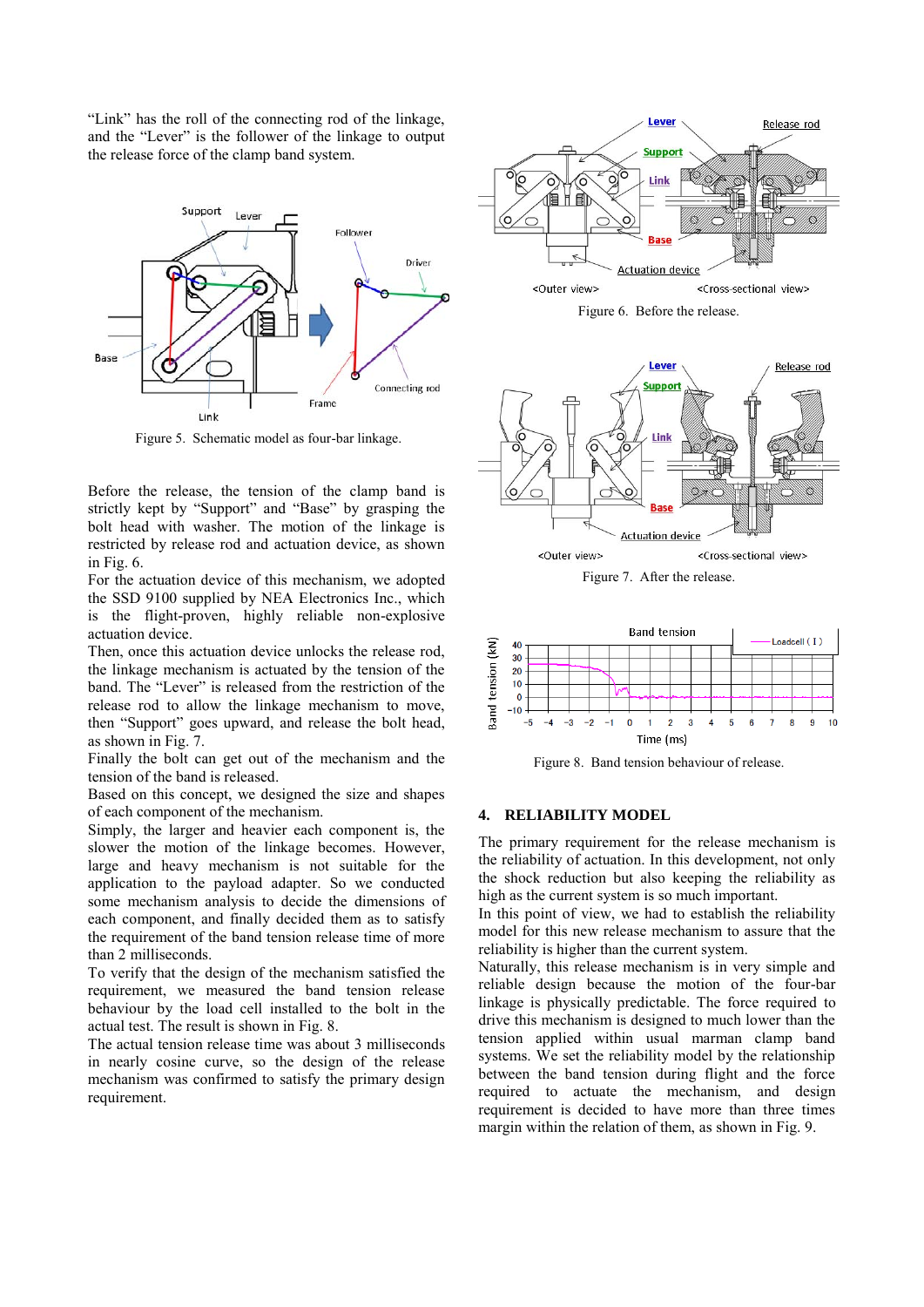"Link" has the roll of the connecting rod of the linkage, and the "Lever" is the follower of the linkage to output the release force of the clamp band system.

Figure 5. Schematic model as four-bar linkage.

Before the release, the tension of the clamp band is strictly kept by "Support" and "Base" by grasping the bolt head with washer. The motion of the linkage is restricted by release rod and actuation device, as shown in Fig. 6.

For the actuation device of this mechanism, we adopted the SSD 9100 supplied by NEA Electronics Inc., which is the flight-proven, highly reliable non-explosive actuation device.

Then, once this actuation device unlocks the release rod, the linkage mechanism is actuated by the tension of the band. The "Lever" is released from the restriction of the release rod to allow the linkage mechanism to move, then "Support" goes upward, and release the bolt head, as shown in Fig. 7.

Finally the bolt can get out of the mechanism and the tension of the band is released.

Based on this concept, we designed the size and shapes of each component of the mechanism.

Simply, the larger and heavier each component is, the slower the motion of the linkage becomes. However, large and heavy mechanism is not suitable for the application to the payload adapter. So we conducted some mechanism analysis to decide the dimensions of each component, and finally decided them as to satisfy the requirement of the band tension release time of more than 2 milliseconds.

To verify that the design of the mechanism satisfied the requirement, we measured the band tension release behaviour by the load cell installed to the bolt in the actual test. The result is shown in Fig. 8.

The actual tension release time was about 3 milliseconds in nearly cosine curve, so the design of the release mechanism was confirmed to satisfy the primary design requirement.

Figure 6. Before the release.

Figure 7. After the release.

Figure 8. Band tension behaviour of release.

## 4. RELIABILITY MODEL

The primary requirement for the release mechanism is the reliability of actuation. In this development, not only the shock reduction but also keeping the reliability as high as the current system is so much important.

In this point of view, we had to establish the reliability model for this new release mechanism to assure that the reliability is higher than the current system.

Naturally, this release mechanism is in very simple and reliable design because the motion of the four-bar linkage is physically predictable. The force required to drive this mechanism is designed to much lower than the tension applied within usual marman clamp band systems. We set the reliability model by the relationship between the band tension during flight and the force required to actuate the mechanism, and design requirement is decided to have more than three times margin within the relation of them, as shown in Fig. 9.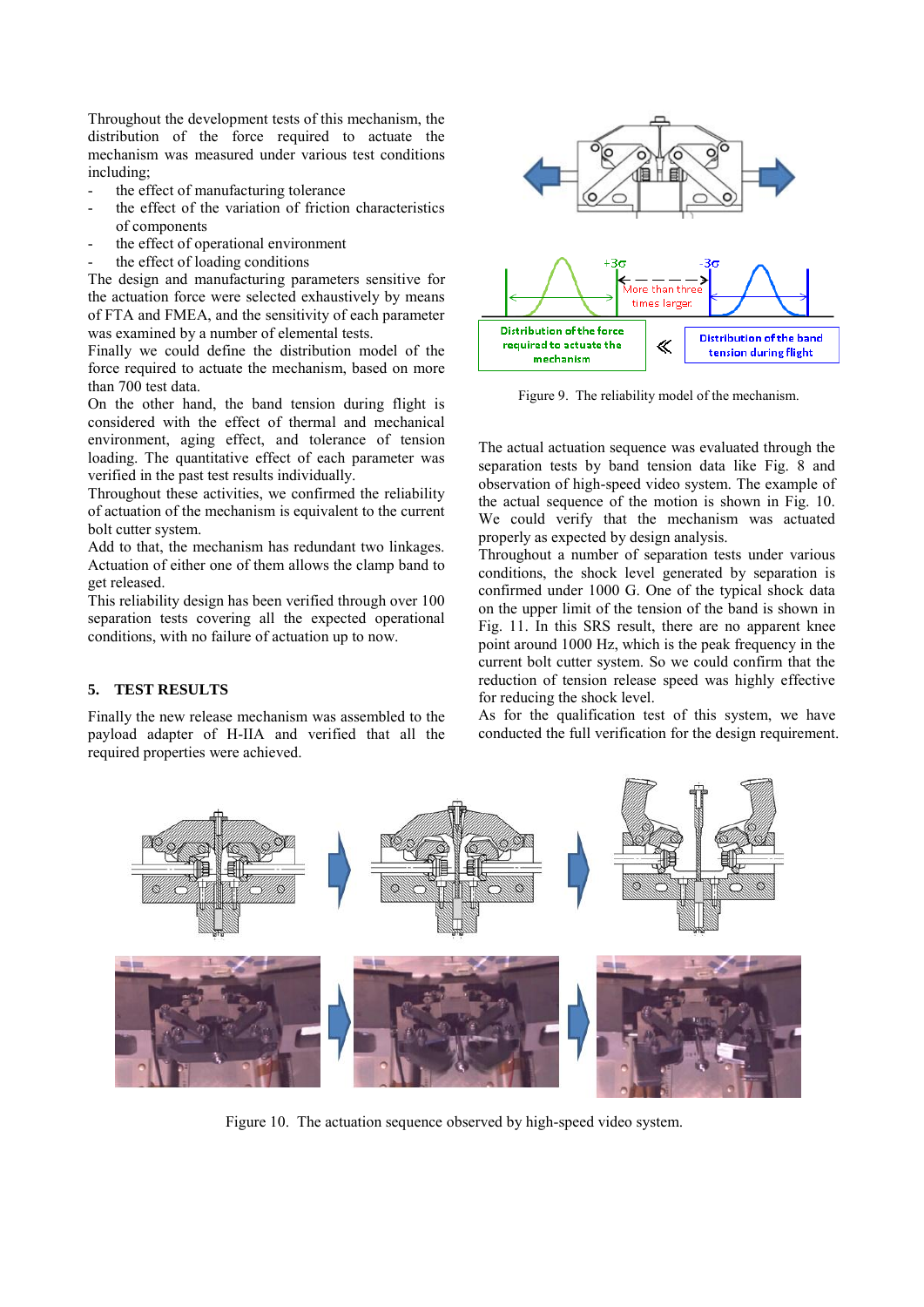Throughout the development tests of this mechanism, the distribution of the force required to actuate the mechanism was measured under various test conditions including;

- the effect of manufacturing tolerance
- the effect of the variation of friction characteristics of components
- the effect of operational environment
- the effect of loading conditions

The design and manufacturing parameters sensitive for the actuation force were selected exhaustively by means of FTA and FMEA, and the sensitivity of each parameter was examined by a number of elemental tests.

Finally we could define the distribution model of the force required to actuate the mechanism, based on more than 700 test data.

On the other hand, the band tension during flight is considered with the effect of thermal and mechanical environment, aging effect, and tolerance of tension loading. The quantitative effect of each parameter was verified in the past test results individually.

Throughout these activities, we confirmed the reliability of actuation of the mechanism is equivalent to the current bolt cutter system.

Add to that, the mechanism has redundant two linkages. Actuation of either one of them allows the clamp band to get released.

This reliability design has been verified through over 100 separation tests covering all the expected operational conditions, with no failure of actuation up to now.

Figure 9. The reliability model of the mechanism.

## 5. TEST RESULTS

Finally the new release mechanism was assembled to the payload adapter of H-IIA and verified that all the required properties were achieved.

The actual actuation sequence was evaluated through the separation tests by band tension data like Fig. 8 and observation of high-speed video system. The example of the actual sequence of the motion is shown in Fig. 10. We could verify that the mechanism was actuated properly as expected by design analysis.

Throughout a number of separation tests under various conditions, the shock level generated by separation is confirmed under 1000 G. One of the typical shock data on the upper limit of the tension of the band is shown in Fig. 11. In this SRS result, there are no apparent knee point around 1000 Hz, which is the peak frequency in the current bolt cutter system. So we could confirm that the reduction of tension release speed was highly effective for reducing the shock level.

As for the qualification test of this system, we have conducted the full verification for the design requirement.

Figure 10. The actuation sequence observed by high-speed video system.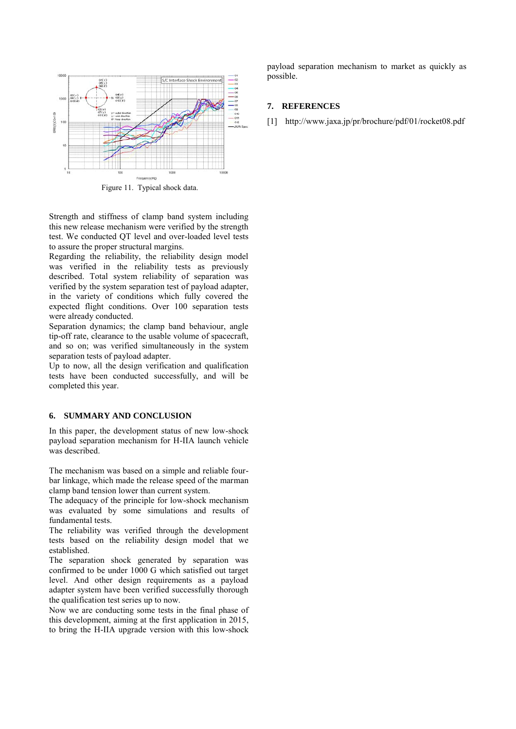10000

S/C Interface Shock Environment

G1(γ)
G5(γ)
G9(θ)

G2(x)
G6(x)
G10(θ)

G4(γ)
G8(x)
G12(θ)

G3(γ)
G7(γ)
G11(θ)

γ : radial direction
x : axial direction
θ : hoop direction

1000

SRS(Q=10)[G]

100

10

1

10

100

1000

10000

Frequency[Hz]

G1
G2
G3
G4
G5
G6
G7
G8
G9
G10
G11
G12
JAXA Spec.

Figure 11. Typical shock data.

Strength and stiffness of clamp band system including this new release mechanism were verified by the strength test. We conducted QT level and over-loaded level tests to assure the proper structural margins.

Regarding the reliability, the reliability design model was verified in the reliability tests as previously described. Total system reliability of separation was verified by the system separation test of payload adapter, in the variety of conditions which fully covered the expected flight conditions. Over 100 separation tests were already conducted.

Separation dynamics; the clamp band behaviour, angle tip-off rate, clearance to the usable volume of spacecraft, and so on; was verified simultaneously in the system separation tests of payload adapter.

Up to now, all the design verification and qualification tests have been conducted successfully, and will be completed this year.

## 6. SUMMARY AND CONCLUSION

In this paper, the development status of new low-shock payload separation mechanism for H-IIA launch vehicle was described.

The mechanism was based on a simple and reliable four-bar linkage, which made the release speed of the marman clamp band tension lower than current system.

The adequacy of the principle for low-shock mechanism was evaluated by some simulations and results of fundamental tests.

The reliability was verified through the development tests based on the reliability design model that we established.

The separation shock generated by separation was confirmed to be under 1000 G which satisfied out target level. And other design requirements as a payload adapter system have been verified successfully thorough the qualification test series up to now.

Now we are conducting some tests in the final phase of this development, aiming at the first application in 2015, to bring the H-IIA upgrade version with this low-shock payload separation mechanism to market as quickly as possible.

## 7. REFERENCES

[1] http://www.jaxa.jp/pr/brochure/pdf/01/rocket08.pdf